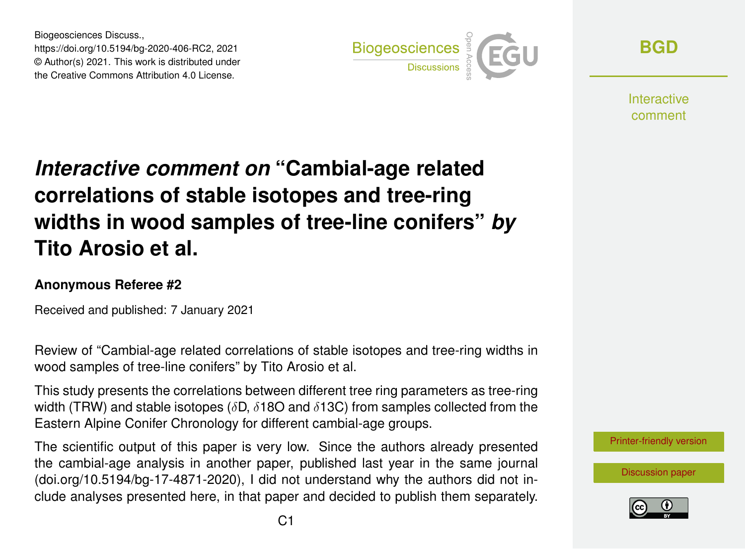# *Interactive comment on* "Cambial-age related correlations of stable isotopes and tree-ring widths in wood samples of tree-line conifers" *by* Tito Arosio et al.

**Anonymous Referee #2**

Received and published: 7 January 2021

Review of "Cambial-age related correlations of stable isotopes and tree-ring widths in wood samples of tree-line conifers" by Tito Arosio et al.

This study presents the correlations between different tree ring parameters as tree-ring width (TRW) and stable isotopes ($\delta$D, $\delta$18O and $\delta$13C) from samples collected from the Eastern Alpine Conifer Chronology for different cambial-age groups.

The scientific output of this paper is very low. Since the authors already presented the cambial-age analysis in another paper, published last year in the same journal (doi.org/10.5194/bg-17-4871-2020), I did not understand why the authors did not include analyses presented here, in that paper and decided to publish them separately.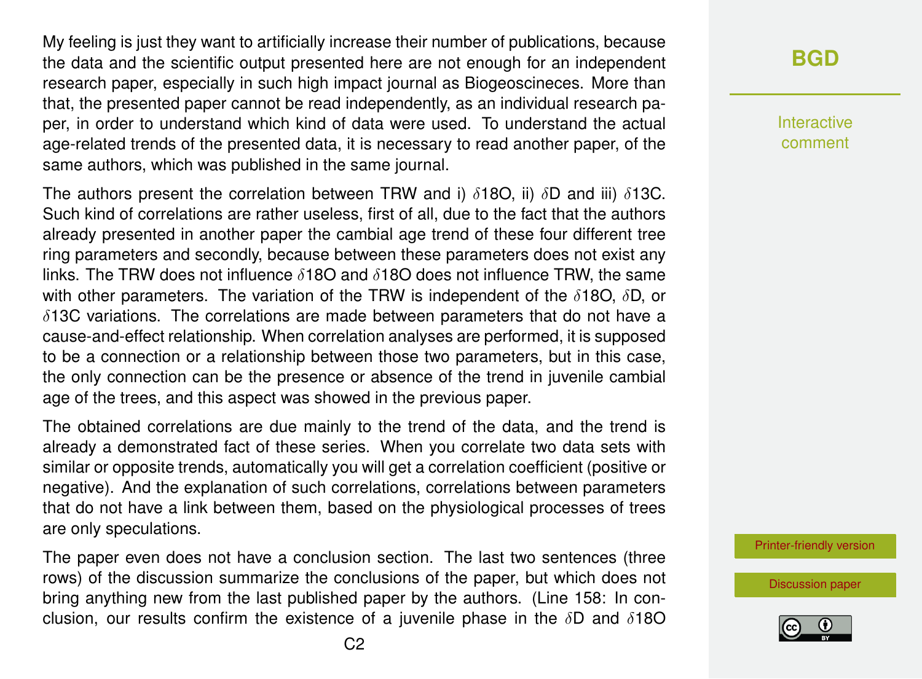My feeling is just they want to artificially increase their number of publications, because the data and the scientific output presented here are not enough for an independent research paper, especially in such high impact journal as Biogeoscineces. More than that, the presented paper cannot be read independently, as an individual research paper, in order to understand which kind of data were used. To understand the actual age-related trends of the presented data, it is necessary to read another paper, of the same authors, which was published in the same journal.

The authors present the correlation between TRW and i) $\delta$18O, ii) $\delta$D and iii) $\delta$13C. Such kind of correlations are rather useless, first of all, due to the fact that the authors already presented in another paper the cambial age trend of these four different tree ring parameters and secondly, because between these parameters does not exist any links. The TRW does not influence $\delta$18O and $\delta$18O does not influence TRW, the same with other parameters. The variation of the TRW is independent of the $\delta$18O, $\delta$D, or $\delta$13C variations. The correlations are made between parameters that do not have a cause-and-effect relationship. When correlation analyses are performed, it is supposed to be a connection or a relationship between those two parameters, but in this case, the only connection can be the presence or absence of the trend in juvenile cambial age of the trees, and this aspect was showed in the previous paper.

The obtained correlations are due mainly to the trend of the data, and the trend is already a demonstrated fact of these series. When you correlate two data sets with similar or opposite trends, automatically you will get a correlation coefficient (positive or negative). And the explanation of such correlations, correlations between parameters that do not have a link between them, based on the physiological processes of trees are only speculations.

The paper even does not have a conclusion section. The last two sentences (three rows) of the discussion summarize the conclusions of the paper, but which does not bring anything new from the last published paper by the authors. (Line 158: In conclusion, our results confirm the existence of a juvenile phase in the $\delta$D and $\delta$18O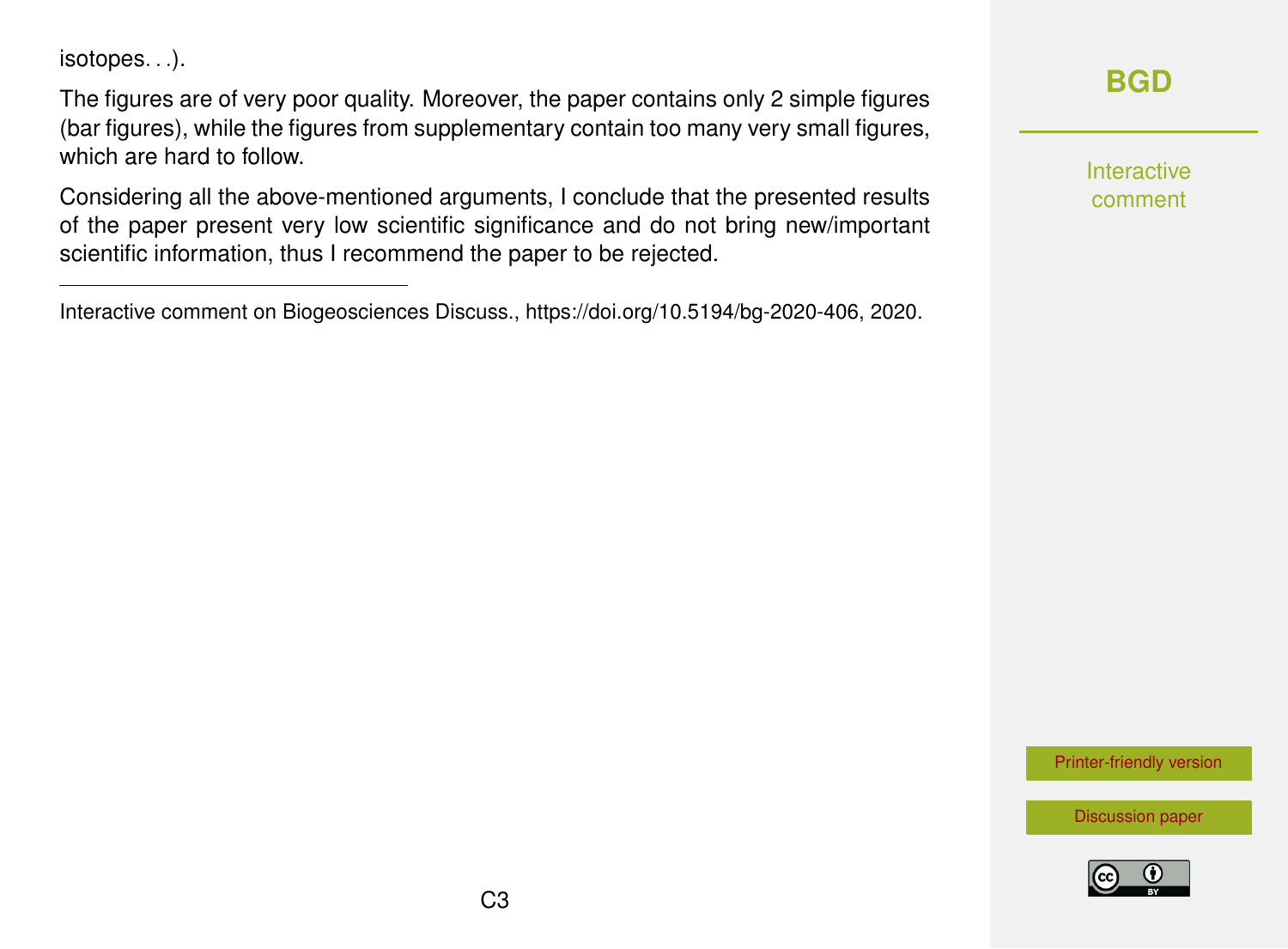isotopes. . .).

The figures are of very poor quality. Moreover, the paper contains only 2 simple figures (bar figures), while the figures from supplementary contain too many very small figures, which are hard to follow.

Considering all the above-mentioned arguments, I conclude that the presented results of the paper present very low scientific significance and do not bring new/important scientific information, thus I recommend the paper to be rejected.

---

Interactive comment on Biogeosciences Discuss., https://doi.org/10.5194/bg-2020-406, 2020.